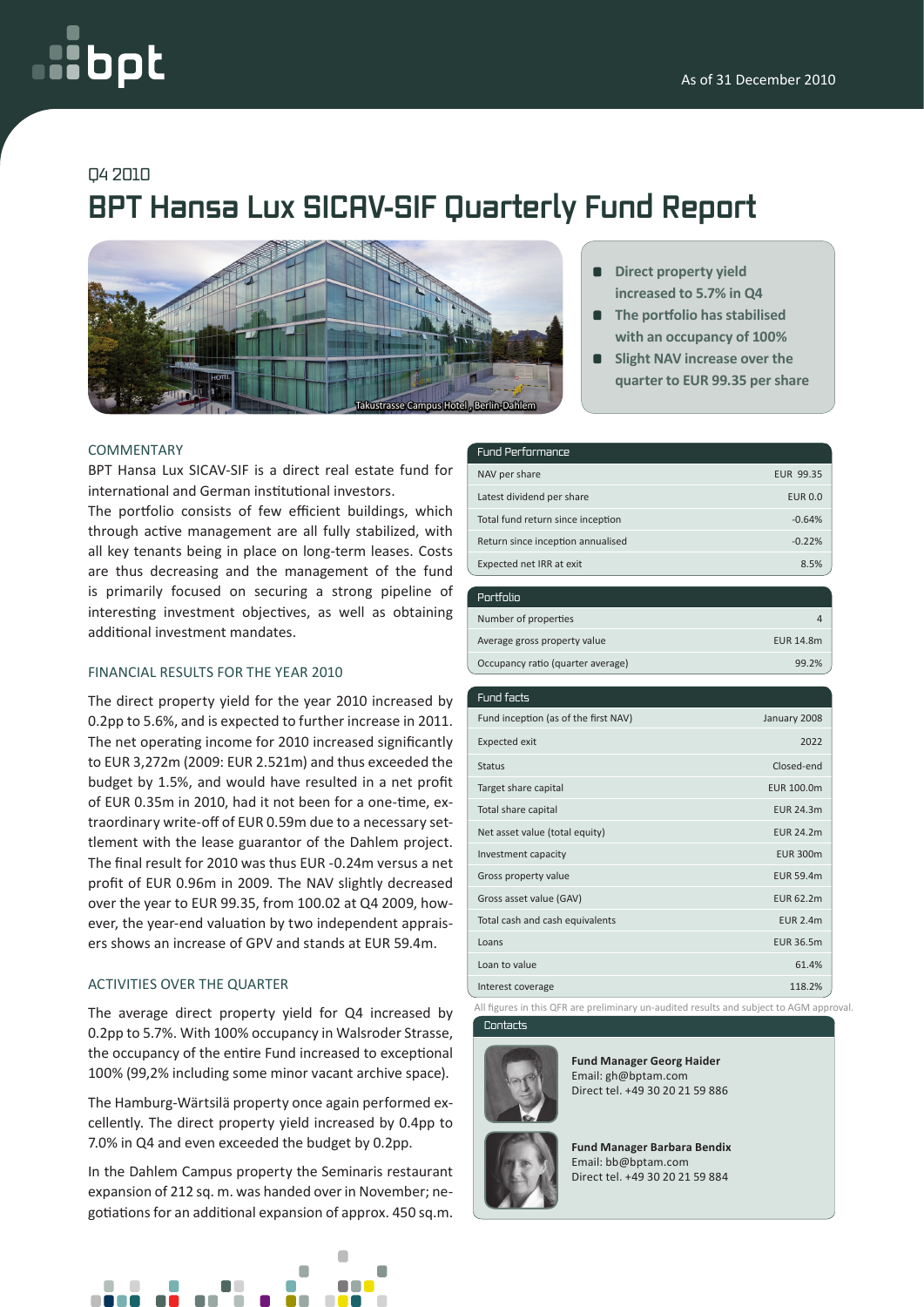As of 31 December 2010

Q4 2010

# BPT Hansa Lux SICAV-SIF Quarterly Fund Report

Takustrasse Campus Hotel, Berlin-Dahlem

- **Direct property yield increased to 5.7% in Q4**
- **The portfolio has stabilised with an occupancy of 100%**
- **Slight NAV increase over the quarter to EUR 99.35 per share**

## COMMENTARY

BPT Hansa Lux SICAV-SIF is a direct real estate fund for international and German institutional investors.

The portfolio consists of few efficient buildings, which through active management are all fully stabilized, with all key tenants being in place on long-term leases. Costs are thus decreasing and the management of the fund is primarily focused on securing a strong pipeline of interesting investment objectives, as well as obtaining additional investment mandates.

## FINANCIAL RESULTS FOR THE YEAR 2010

The direct property yield for the year 2010 increased by 0.2pp to 5.6%, and is expected to further increase in 2011. The net operating income for 2010 increased significantly to EUR 3,272m (2009: EUR 2.521m) and thus exceeded the budget by 1.5%, and would have resulted in a net profit of EUR 0.35m in 2010, had it not been for a one-time, extraordinary write-off of EUR 0.59m due to a necessary settlement with the lease guarantor of the Dahlem project. The final result for 2010 was thus EUR -0.24m versus a net profit of EUR 0.96m in 2009. The NAV slightly decreased over the year to EUR 99.35, from 100.02 at Q4 2009, however, the year-end valuation by two independent appraisers shows an increase of GPV and stands at EUR 59.4m.

## ACTIVITIES OVER THE QUARTER

The average direct property yield for Q4 increased by 0.2pp to 5.7%. With 100% occupancy in Walsroder Strasse, the occupancy of the entire Fund increased to exceptional 100% (99,2% including some minor vacant archive space).

The Hamburg-Wärtsilä property once again performed excellently. The direct property yield increased by 0.4pp to 7.0% in Q4 and even exceeded the budget by 0.2pp.

In the Dahlem Campus property the Seminaris restaurant expansion of 212 sq. m. was handed over in November; negotiations for an additional expansion of approx. 450 sq.m.

| Fund Performance | |
|---|---|
| NAV per share | EUR 99.35 |
| Latest dividend per share | EUR 0.0 |
| Total fund return since inception | -0.64% |
| Return since inception annualised | -0.22% |
| Expected net IRR at exit | 8.5% |

| Portfolio | |
|---|---|
| Number of properties | 4 |
| Average gross property value | EUR 14.8m |
| Occupancy ratio (quarter average) | 99.2% |

| Fund facts | |
|---|---|
| Fund inception (as of the first NAV) | January 2008 |
| Expected exit | 2022 |
| Status | Closed-end |
| Target share capital | EUR 100.0m |
| Total share capital | EUR 24.3m |
| Net asset value (total equity) | EUR 24.2m |
| Investment capacity | EUR 300m |
| Gross property value | EUR 59.4m |
| Gross asset value (GAV) | EUR 62.2m |
| Total cash and cash equivalents | EUR 2.4m |
| Loans | EUR 36.5m |
| Loan to value | 61.4% |
| Interest coverage | 118.2% |

All figures in this QFR are preliminary un-audited results and subject to AGM approval.

### Contacts

**Fund Manager Georg Haider**
Email: gh@bptam.com
Direct tel. +49 30 20 21 59 886

**Fund Manager Barbara Bendix**
Email: bb@bptam.com
Direct tel. +49 30 20 21 59 884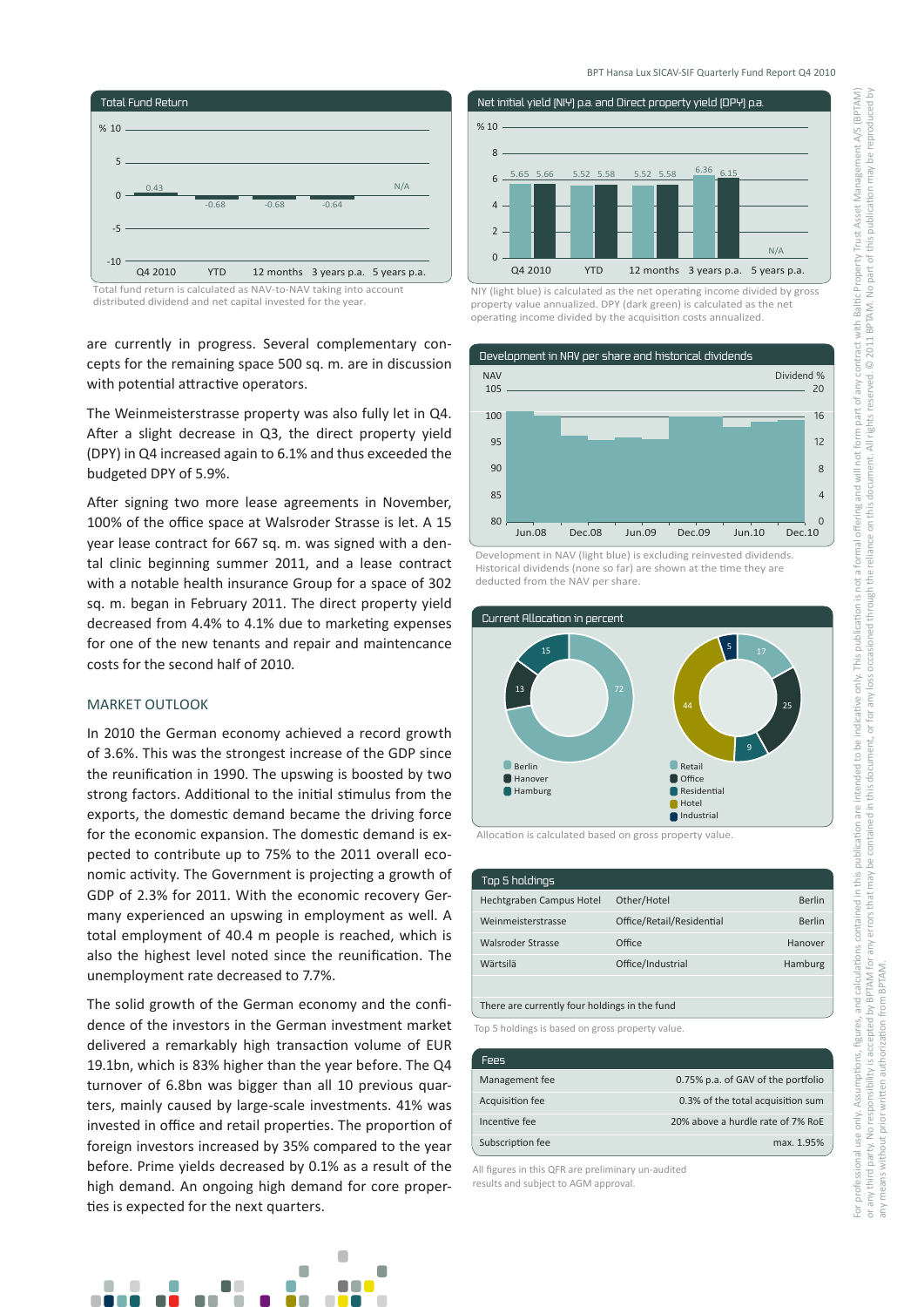Total Fund Return

% 10
5
0
-5
-10

0.43
-0.68
-0.68
-0.64
N/A

Q4 2010
YTD
12 months
3 years p.a.
5 years p.a.

Total fund return is calculated as NAV-to-NAV taking into account distributed dividend and net capital invested for the year.

Net initial yield (NIY) p.a. and Direct property yield (DPY) p.a.

% 10
8
6
4
2
0

5.65 5.66
5.52 5.58
5.52 5.58
6.36 6.15
N/A

Q4 2010
YTD
12 months
3 years p.a.
5 years p.a.

NIY (light blue) is calculated as the net operating income divided by gross property value annualized. DPY (dark green) is calculated as the net operating income divided by the acquisition costs annualized.

are currently in progress. Several complementary concepts for the remaining space 500 sq. m. are in discussion with potential attractive operators.

The Weinmeisterstrasse property was also fully let in Q4. After a slight decrease in Q3, the direct property yield (DPY) in Q4 increased again to 6.1% and thus exceeded the budgeted DPY of 5.9%.

After signing two more lease agreements in November, 100% of the office space at Walsroder Strasse is let. A 15 year lease contract for 667 sq. m. was signed with a dental clinic beginning summer 2011, and a lease contract with a notable health insurance Group for a space of 302 sq. m. began in February 2011. The direct property yield decreased from 4.4% to 4.1% due to marketing expenses for one of the new tenants and repair and maintencance costs for the second half of 2010.

## MARKET OUTLOOK

In 2010 the German economy achieved a record growth of 3.6%. This was the strongest increase of the GDP since the reunification in 1990. The upswing is boosted by two strong factors. Additional to the initial stimulus from the exports, the domestic demand became the driving force for the economic expansion. The domestic demand is expected to contribute up to 75% to the 2011 overall economic activity. The Government is projecting a growth of GDP of 2.3% for 2011. With the economic recovery Germany experienced an upswing in employment as well. A total employment of 40.4 m people is reached, which is also the highest level noted since the reunification. The unemployment rate decreased to 7.7%.

The solid growth of the German economy and the confidence of the investors in the German investment market delivered a remarkably high transaction volume of EUR 19.1bn, which is 83% higher than the year before. The Q4 turnover of 6.8bn was bigger than all 10 previous quarters, mainly caused by large-scale investments. 41% was invested in office and retail properties. The proportion of foreign investors increased by 35% compared to the year before. Prime yields decreased by 0.1% as a result of the high demand. An ongoing high demand for core properties is expected for the next quarters.

Development in NAV per share and historical dividends

NAV
105
100
95
90
85
80

Dividend %
20
16
12
8
4
0

Jun.08
Dec.08
Jun.09
Dec.09
Jun.10
Dec.10

Development in NAV (light blue) is excluding reinvested dividends. Historical dividends (none so far) are shown at the time they are deducted from the NAV per share.

Current Allocation in percent

72
13
15

Berlin
Hanover
Hamburg

17
25
9
44
5

Retail
Office
Residential
Hotel
Industrial

Allocation is calculated based on gross property value.

| Top 5 holdings | | |
|---|---|---|
| Hechtgraben Campus Hotel | Other/Hotel | Berlin |
| Weinmeisterstrasse | Office/Retail/Residential | Berlin |
| Walsroder Strasse | Office | Hanover |
| Wärtsilä | Office/Industrial | Hamburg |
| | | |
| There are currently four holdings in the fund | | |

Top 5 holdings is based on gross property value.

| Fees | |
|---|---|
| Management fee | 0.75% p.a. of GAV of the portfolio |
| Acquisition fee | 0.3% of the total acquisition sum |
| Incentive fee | 20% above a hurdle rate of 7% RoE |
| Subscription fee | max. 1.95% |

All figures in this QFR are preliminary un-audited results and subject to AGM approval.

For professional use only. Assumptions, figures, and calculations contained in this publication are intended to be indicative only. This publication is not a formal offering and will not form part of any contract with Baltic Property Trust Asset Management A/S (BPTAM) or any third party. No responsibility is accepted by BPTAM for any errors that may be contained in this document, or for any loss occasioned through the reliance on this document. All rights reserved. © 2011 BPTAM. No part of this publication may be reproduced by any means without prior written authorization from BPTAM.